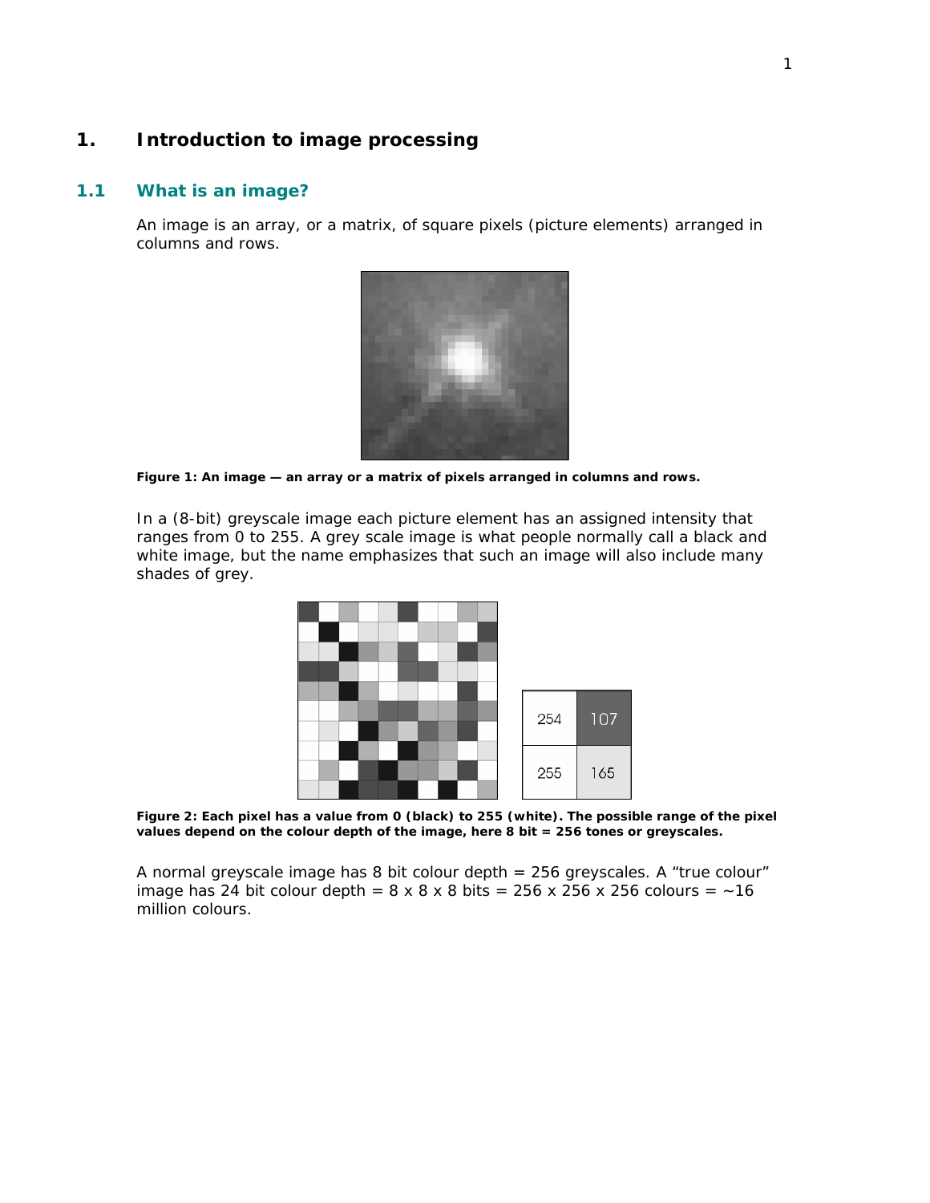# 1. Introduction to image processing

## 1.1 What is an image?

An image is an array, or a matrix, of square pixels (picture elements) arranged in columns and rows.

**Figure 1: An image — an array or a matrix of pixels arranged in columns and rows.**

In a (8-bit) greyscale image each picture element has an assigned intensity that ranges from 0 to 255. A grey scale image is what people normally call a black and white image, but the name emphasizes that such an image will also include many shades of grey.

**Figure 2: Each pixel has a value from 0 (black) to 255 (white). The possible range of the pixel values depend on the colour depth of the image, here 8 bit = 256 tones or greyscales.**

A normal greyscale image has 8 bit colour depth = 256 greyscales. A "true colour" image has 24 bit colour depth = 8 x 8 x 8 bits = 256 x 256 x 256 colours = ~16 million colours.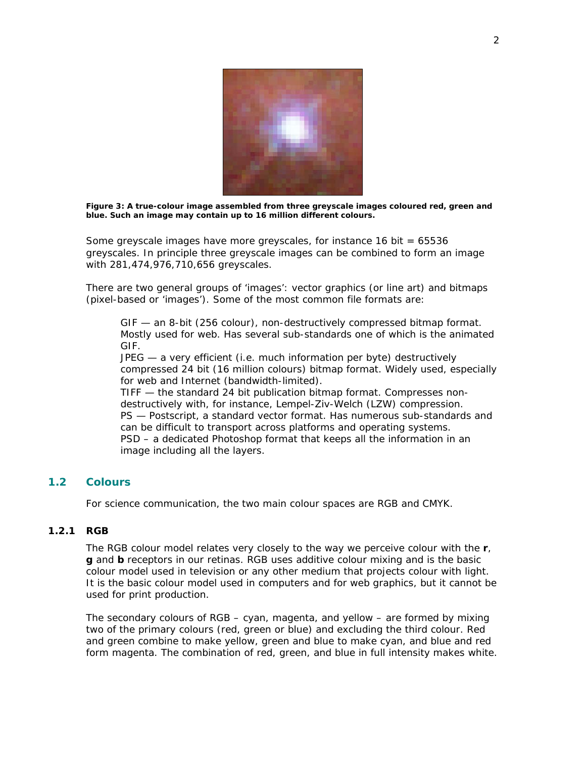**Figure 3: A true-colour image assembled from three greyscale images coloured red, green and blue. Such an image may contain up to 16 million different colours.**

Some greyscale images have more greyscales, for instance 16 bit = 65536 greyscales. In principle three greyscale images can be combined to form an image with 281,474,976,710,656 greyscales.

There are two general groups of 'images': vector graphics (or line art) and bitmaps (pixel-based or 'images'). Some of the most common file formats are:

GIF — an 8-bit (256 colour), non-destructively compressed bitmap format. Mostly used for web. Has several sub-standards one of which is the animated GIF.
JPEG — a very efficient (i.e. much information per byte) destructively compressed 24 bit (16 million colours) bitmap format. Widely used, especially for web and Internet (bandwidth-limited).
TIFF — the standard 24 bit publication bitmap format. Compresses non-destructively with, for instance, Lempel-Ziv-Welch (LZW) compression.
PS — Postscript, a standard vector format. Has numerous sub-standards and can be difficult to transport across platforms and operating systems.
PSD – a dedicated Photoshop format that keeps all the information in an image including all the layers.

## 1.2 Colours

For science communication, the two main colour spaces are RGB and CMYK.

### 1.2.1 RGB

The RGB colour model relates very closely to the way we perceive colour with the **r**, **g** and **b** receptors in our retinas. RGB uses additive colour mixing and is the basic colour model used in television or any other medium that projects colour with light. It is the basic colour model used in computers and for web graphics, but it cannot be used for print production.

The secondary colours of RGB – cyan, magenta, and yellow – are formed by mixing two of the primary colours (red, green or blue) and excluding the third colour. Red and green combine to make yellow, green and blue to make cyan, and blue and red form magenta. The combination of red, green, and blue in full intensity makes white.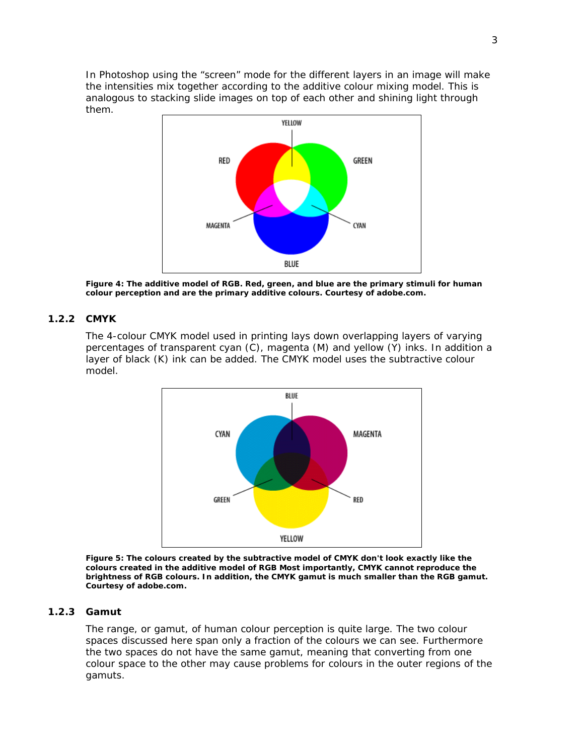In Photoshop using the "screen" mode for the different layers in an image will make the intensities mix together according to the additive colour mixing model. This is analogous to stacking slide images on top of each other and shining light through them.

**Figure 4: The additive model of RGB. Red, green, and blue are the primary stimuli for human colour perception and are the primary additive colours. Courtesy of adobe.com.**

### 1.2.2 CMYK

The 4-colour CMYK model used in printing lays down overlapping layers of varying percentages of transparent cyan (C), magenta (M) and yellow (Y) inks. In addition a layer of black (K) ink can be added. The CMYK model uses the subtractive colour model.

**Figure 5: The colours created by the subtractive model of CMYK don't look exactly like the colours created in the additive model of RGB Most importantly, CMYK cannot reproduce the brightness of RGB colours. In addition, the CMYK gamut is much smaller than the RGB gamut. Courtesy of adobe.com.**

### 1.2.3 Gamut

The range, or gamut, of human colour perception is quite large. The two colour spaces discussed here span only a fraction of the colours we can see. Furthermore the two spaces do not have the same gamut, meaning that converting from one colour space to the other may cause problems for colours in the outer regions of the gamuts.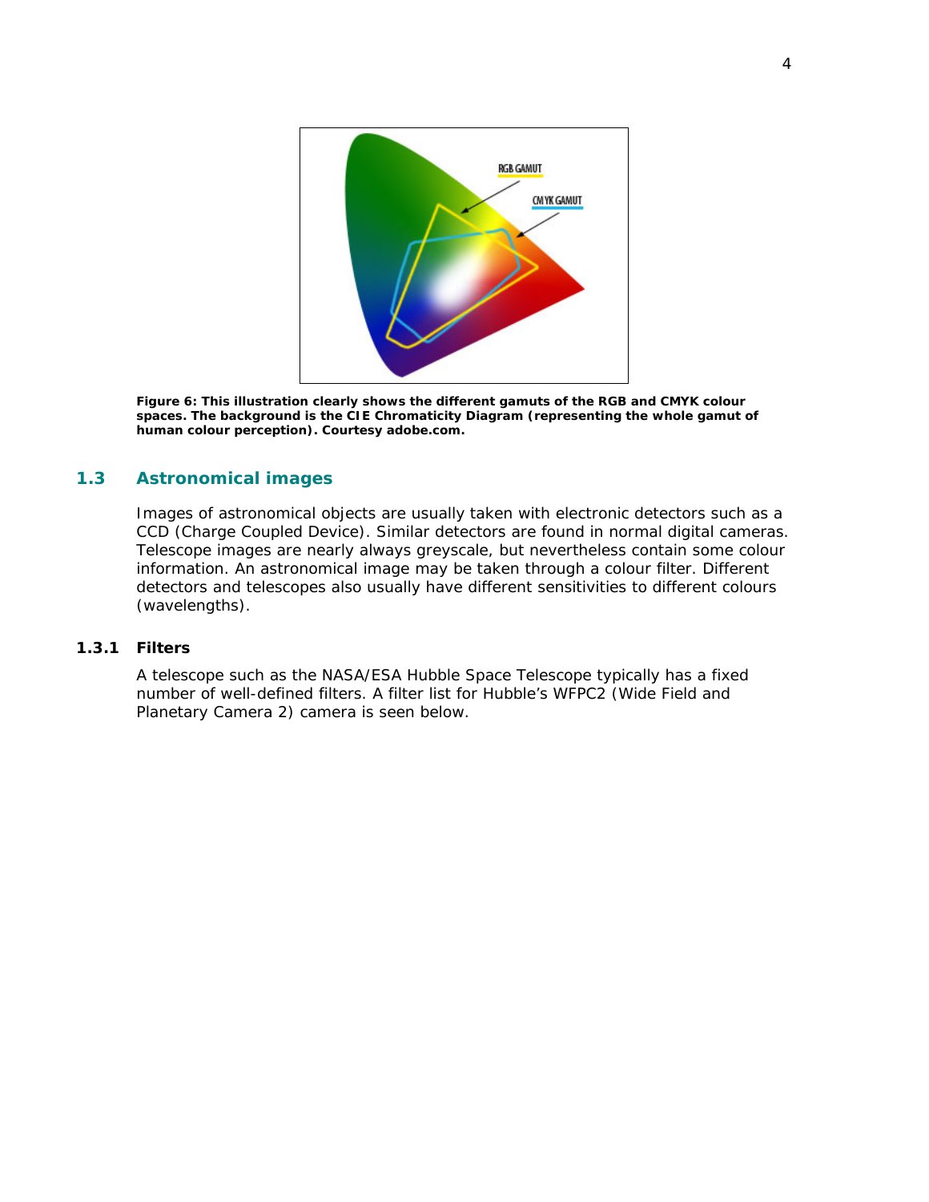**Figure 6: This illustration clearly shows the different gamuts of the RGB and CMYK colour spaces. The background is the CIE Chromaticity Diagram (representing the whole gamut of human colour perception). Courtesy adobe.com.**

## 1.3 Astronomical images

Images of astronomical objects are usually taken with electronic detectors such as a CCD (Charge Coupled Device). Similar detectors are found in normal digital cameras. Telescope images are nearly always greyscale, but nevertheless contain some colour information. An astronomical image may be taken through a colour filter. Different detectors and telescopes also usually have different sensitivities to different colours (wavelengths).

### 1.3.1 Filters

A telescope such as the NASA/ESA Hubble Space Telescope typically has a fixed number of well-defined filters. A filter list for Hubble's WFPC2 (Wide Field and Planetary Camera 2) camera is seen below.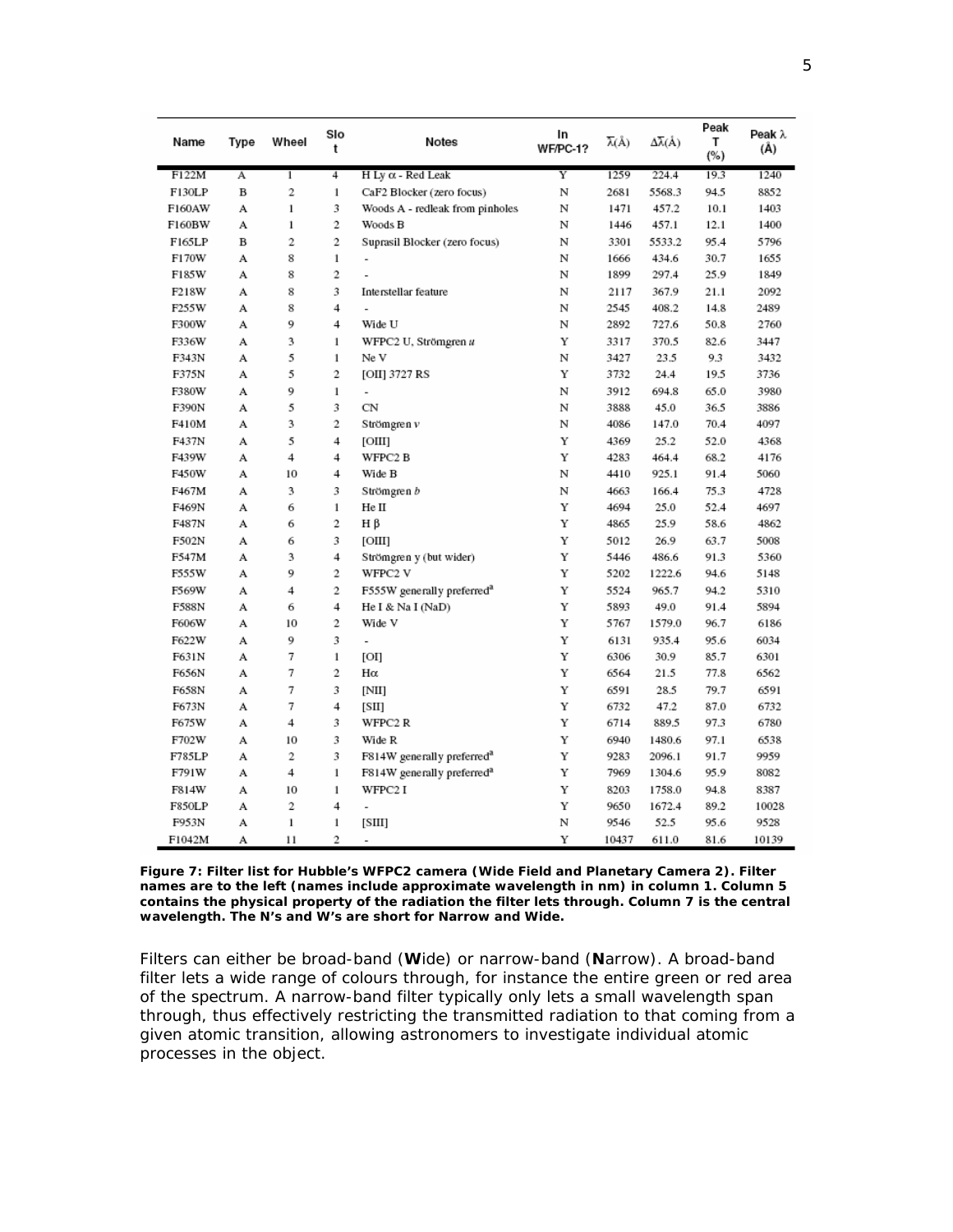| Name | Type | Wheel | Slot | Notes | In WF/PC-1? | $\overline{\lambda}$(Å) | $\Delta\overline{\lambda}$(Å) | Peak T (%) | Peak λ (Å) |
|---|---|---|---|---|---|---|---|---|---|
| F122M | A | 1 | 4 | H Ly α - Red Leak | Y | 1259 | 224.4 | 19.3 | 1240 |
| F130LP | B | 2 | 1 | CaF2 Blocker (zero focus) | N | 2681 | 5568.3 | 94.5 | 8852 |
| F160AW | A | 1 | 3 | Woods A - redleak from pinholes | N | 1471 | 457.2 | 10.1 | 1403 |
| F160BW | A | 1 | 2 | Woods B | N | 1446 | 457.1 | 12.1 | 1400 |
| F165LP | B | 2 | 2 | Suprasil Blocker (zero focus) | N | 3301 | 5533.2 | 95.4 | 5796 |
| F170W | A | 8 | 1 | - | N | 1666 | 434.6 | 30.7 | 1655 |
| F185W | A | 8 | 2 | - | N | 1899 | 297.4 | 25.9 | 1849 |
| F218W | A | 8 | 3 | Interstellar feature | N | 2117 | 367.9 | 21.1 | 2092 |
| F255W | A | 8 | 4 | - | N | 2545 | 408.2 | 14.8 | 2489 |
| F300W | A | 9 | 4 | Wide U | N | 2892 | 727.6 | 50.8 | 2760 |
| F336W | A | 3 | 1 | WFPC2 U, Strömgren *u* | Y | 3317 | 370.5 | 82.6 | 3447 |
| F343N | A | 5 | 1 | Ne V | N | 3427 | 23.5 | 9.3 | 3432 |
| F375N | A | 5 | 2 | [OII] 3727 RS | Y | 3732 | 24.4 | 19.5 | 3736 |
| F380W | A | 9 | 1 | - | N | 3912 | 694.8 | 65.0 | 3980 |
| F390N | A | 5 | 3 | CN | N | 3888 | 45.0 | 36.5 | 3886 |
| F410M | A | 3 | 2 | Strömgren *v* | N | 4086 | 147.0 | 70.4 | 4097 |
| F437N | A | 5 | 4 | [OIII] | Y | 4369 | 25.2 | 52.0 | 4368 |
| F439W | A | 4 | 4 | WFPC2 B | Y | 4283 | 464.4 | 68.2 | 4176 |
| F450W | A | 10 | 4 | Wide B | N | 4410 | 925.1 | 91.4 | 5060 |
| F467M | A | 3 | 3 | Strömgren *b* | N | 4663 | 166.4 | 75.3 | 4728 |
| F469N | A | 6 | 1 | He II | Y | 4694 | 25.0 | 52.4 | 4697 |
| F487N | A | 6 | 2 | H β | Y | 4865 | 25.9 | 58.6 | 4862 |
| F502N | A | 6 | 3 | [OIII] | Y | 5012 | 26.9 | 63.7 | 5008 |
| F547M | A | 3 | 4 | Strömgren y (but wider) | Y | 5446 | 486.6 | 91.3 | 5360 |
| F555W | A | 9 | 2 | WFPC2 V | Y | 5202 | 1222.6 | 94.6 | 5148 |
| F569W | A | 4 | 2 | F555W generally preferred[a] | Y | 5524 | 965.7 | 94.2 | 5310 |
| F588N | A | 6 | 4 | He I & Na I (NaD) | Y | 5893 | 49.0 | 91.4 | 5894 |
| F606W | A | 10 | 2 | Wide V | Y | 5767 | 1579.0 | 96.7 | 6186 |
| F622W | A | 9 | 3 | - | Y | 6131 | 935.4 | 95.6 | 6034 |
| F631N | A | 7 | 1 | [OI] | Y | 6306 | 30.9 | 85.7 | 6301 |
| F656N | A | 7 | 2 | Hα | Y | 6564 | 21.5 | 77.8 | 6562 |
| F658N | A | 7 | 3 | [NII] | Y | 6591 | 28.5 | 79.7 | 6591 |
| F673N | A | 7 | 4 | [SII] | Y | 6732 | 47.2 | 87.0 | 6732 |
| F675W | A | 4 | 3 | WFPC2 R | Y | 6714 | 889.5 | 97.3 | 6780 |
| F702W | A | 10 | 3 | Wide R | Y | 6940 | 1480.6 | 97.1 | 6538 |
| F785LP | A | 2 | 3 | F814W generally preferred[a] | Y | 9283 | 2096.1 | 91.7 | 9959 |
| F791W | A | 4 | 1 | F814W generally preferred[a] | Y | 7969 | 1304.6 | 95.9 | 8082 |
| F814W | A | 10 | 1 | WFPC2 I | Y | 8203 | 1758.0 | 94.8 | 8387 |
| F850LP | A | 2 | 4 | - | Y | 9650 | 1672.4 | 89.2 | 10028 |
| F953N | A | 1 | 1 | [SIII] | N | 9546 | 52.5 | 95.6 | 9528 |
| F1042M | A | 11 | 2 | - | Y | 10437 | 611.0 | 81.6 | 10139 |

**Figure 7: Filter list for Hubble's WFPC2 camera (Wide Field and Planetary Camera 2). Filter names are to the left (names include approximate wavelength in nm) in column 1. Column 5 contains the physical property of the radiation the filter lets through. Column 7 is the central wavelength. The N's and W's are short for Narrow and Wide.**

Filters can either be broad-band (**W**ide) or narrow-band (**N**arrow). A broad-band filter lets a wide range of colours through, for instance the entire green or red area of the spectrum. A narrow-band filter typically only lets a small wavelength span through, thus effectively restricting the transmitted radiation to that coming from a given atomic transition, allowing astronomers to investigate individual atomic processes in the object.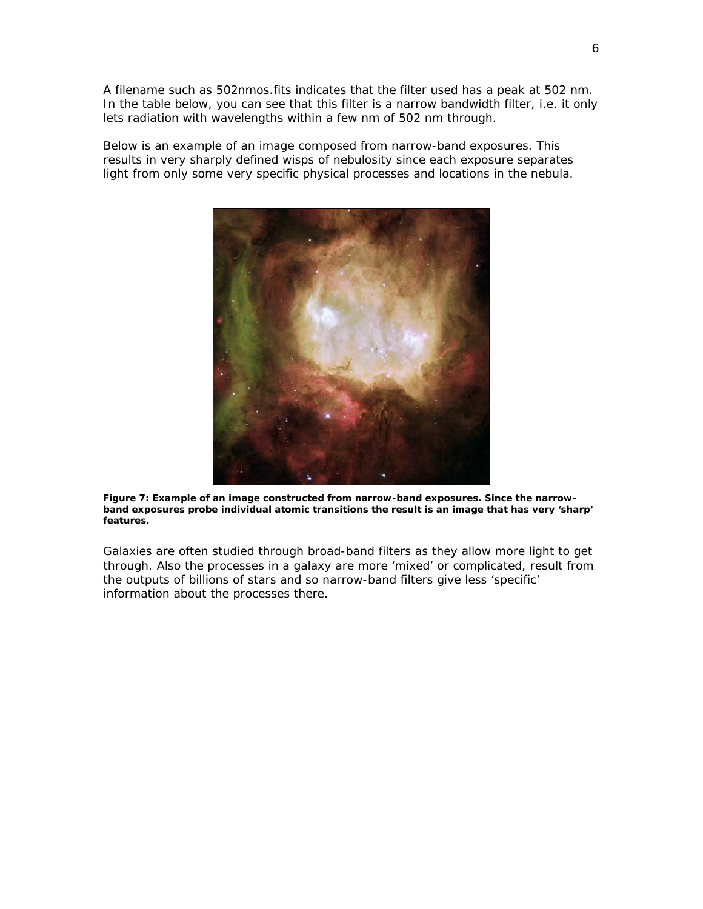A filename such as 502nmos.fits indicates that the filter used has a peak at 502 nm. In the table below, you can see that this filter is a narrow bandwidth filter, i.e. it only lets radiation with wavelengths within a few nm of 502 nm through.

Below is an example of an image composed from narrow-band exposures. This results in very sharply defined wisps of nebulosity since each exposure separates light from only some very specific physical processes and locations in the nebula.

**Figure 7: Example of an image constructed from narrow-band exposures. Since the narrow-band exposures probe individual atomic transitions the result is an image that has very 'sharp' features.**

Galaxies are often studied through broad-band filters as they allow more light to get through. Also the processes in a galaxy are more 'mixed' or complicated, result from the outputs of billions of stars and so narrow-band filters give less 'specific' information about the processes there.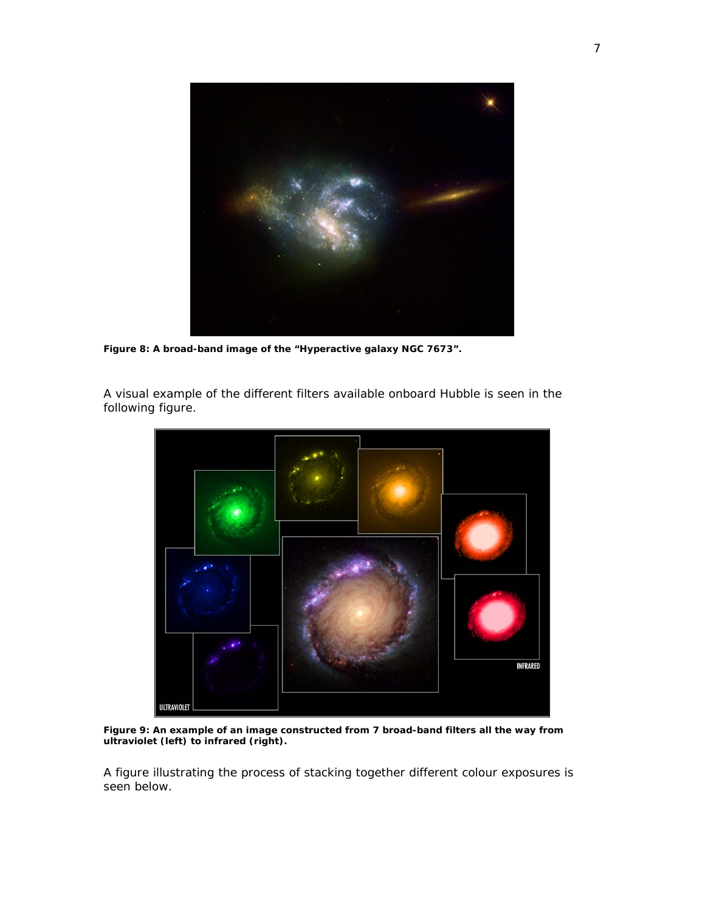**Figure 8: A broad-band image of the "Hyperactive galaxy NGC 7673".**

A visual example of the different filters available onboard Hubble is seen in the following figure.

**Figure 9: An example of an image constructed from 7 broad-band filters all the way from ultraviolet (left) to infrared (right).**

A figure illustrating the process of stacking together different colour exposures is seen below.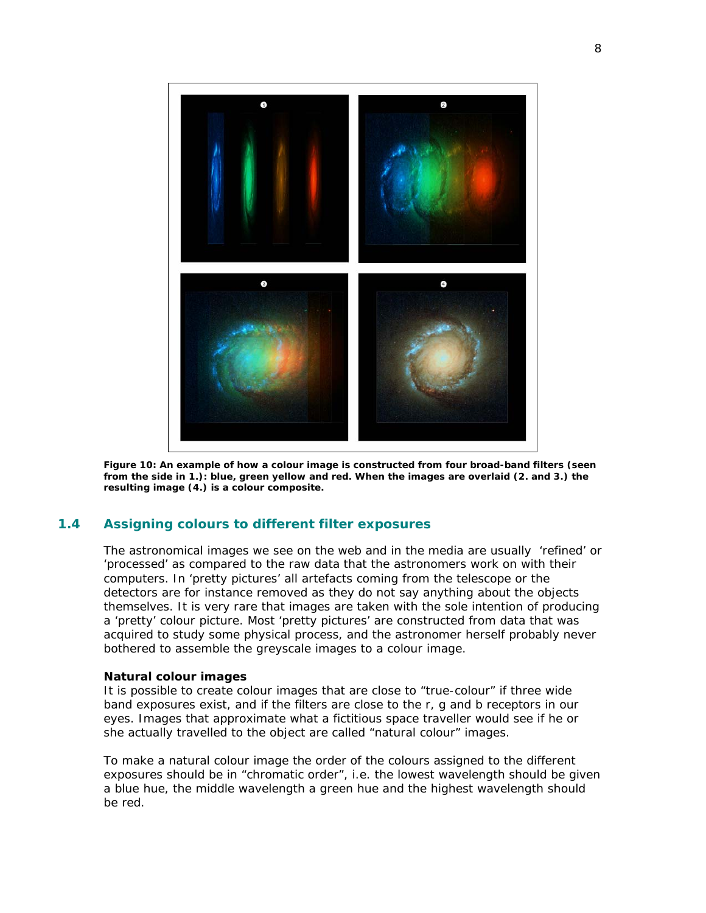**Figure 10: An example of how a colour image is constructed from four broad-band filters (seen from the side in 1.): blue, green yellow and red. When the images are overlaid (2. and 3.) the resulting image (4.) is a colour composite.**

## 1.4 Assigning colours to different filter exposures

The astronomical images we see on the web and in the media are usually 'refined' or 'processed' as compared to the raw data that the astronomers work on with their computers. In 'pretty pictures' all artefacts coming from the telescope or the detectors are for instance removed as they do not say anything about the objects themselves. It is very rare that images are taken with the sole intention of producing a 'pretty' colour picture. Most 'pretty pictures' are constructed from data that was acquired to study some physical process, and the astronomer herself probably never bothered to assemble the greyscale images to a colour image.

**Natural colour images**

It is possible to create colour images that are close to "true-colour" if three wide band exposures exist, and if the filters are close to the r, g and b receptors in our eyes. Images that approximate what a fictitious space traveller would see if he or she actually travelled to the object are called "natural colour" images.

To make a natural colour image the order of the colours assigned to the different exposures should be in "chromatic order", i.e. the lowest wavelength should be given a blue hue, the middle wavelength a green hue and the highest wavelength should be red.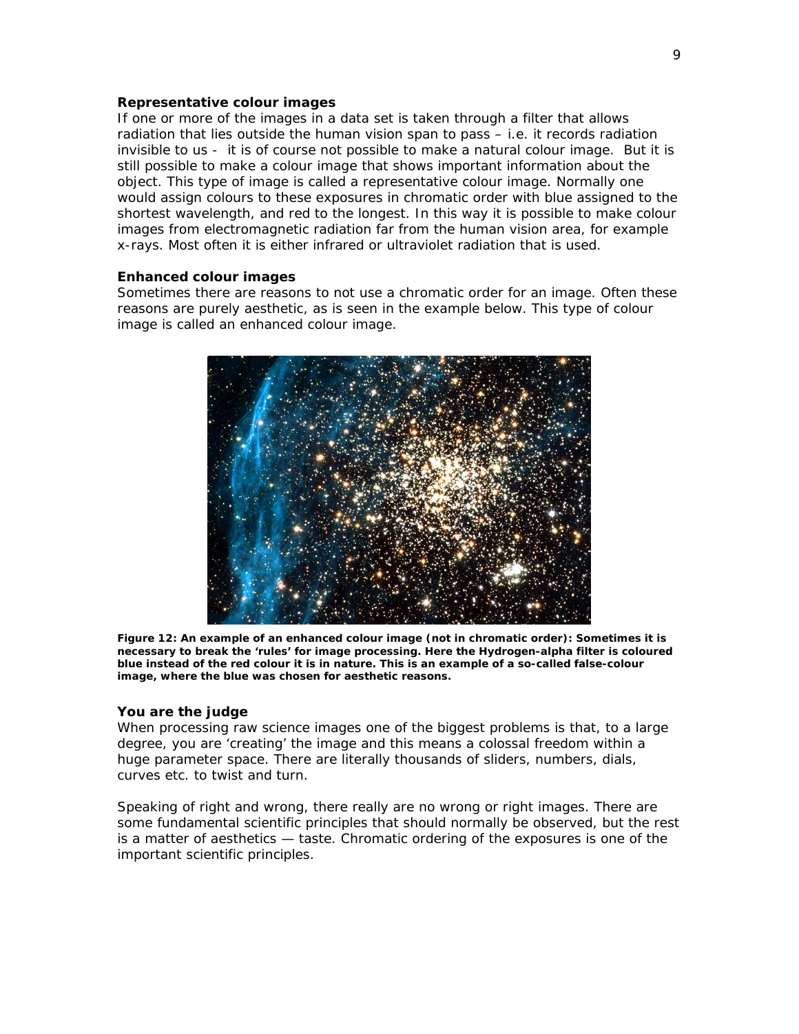### Representative colour images

If one or more of the images in a data set is taken through a filter that allows radiation that lies outside the human vision span to pass – i.e. it records radiation invisible to us - it is of course not possible to make a natural colour image. But it is still possible to make a colour image that shows important information about the object. This type of image is called a representative colour image. Normally one would assign colours to these exposures in chromatic order with blue assigned to the shortest wavelength, and red to the longest. In this way it is possible to make colour images from electromagnetic radiation far from the human vision area, for example x-rays. Most often it is either infrared or ultraviolet radiation that is used.

### Enhanced colour images

Sometimes there are reasons to not use a chromatic order for an image. Often these reasons are purely aesthetic, as is seen in the example below. This type of colour image is called an enhanced colour image.

**Figure 12: An example of an enhanced colour image (not in chromatic order): Sometimes it is necessary to break the 'rules' for image processing. Here the Hydrogen-alpha filter is coloured blue instead of the red colour it is in nature. This is an example of a so-called false-colour image, where the blue was chosen for aesthetic reasons.**

### You are the judge

When processing raw science images one of the biggest problems is that, to a large degree, you are 'creating' the image and this means a colossal freedom within a huge parameter space. There are literally thousands of sliders, numbers, dials, curves etc. to twist and turn.

Speaking of right and wrong, there really are no wrong or right images. There are some fundamental scientific principles that should normally be observed, but the rest is a matter of aesthetics — taste. Chromatic ordering of the exposures is one of the important scientific principles.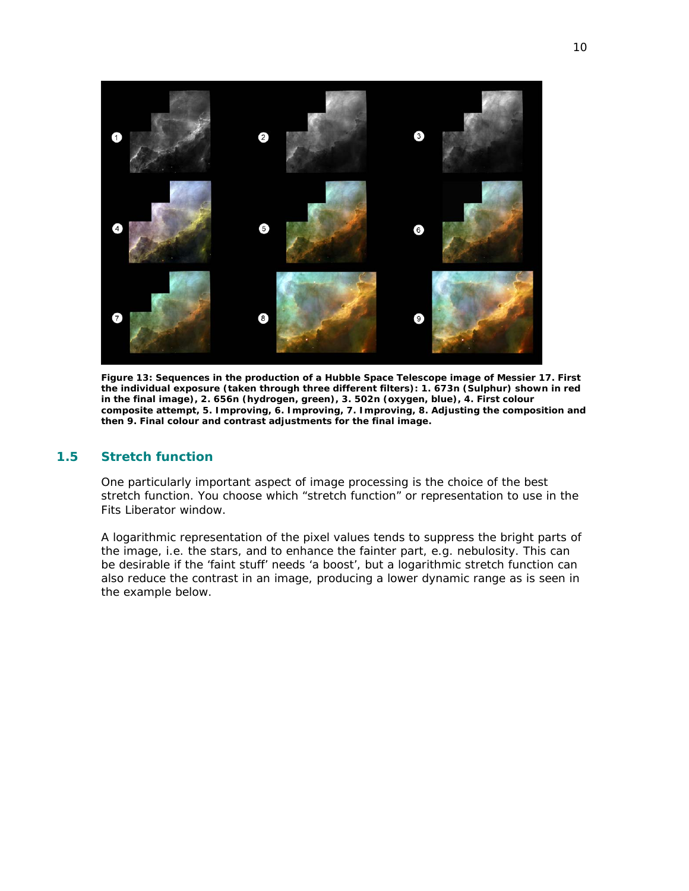**Figure 13: Sequences in the production of a Hubble Space Telescope image of Messier 17. First the individual exposure (taken through three different filters): 1. 673n (Sulphur) shown in red in the final image), 2. 656n (hydrogen, green), 3. 502n (oxygen, blue), 4. First colour composite attempt, 5. Improving, 6. Improving, 7. Improving, 8. Adjusting the composition and then 9. Final colour and contrast adjustments for the final image.**

## 1.5 Stretch function

One particularly important aspect of image processing is the choice of the best stretch function. You choose which "stretch function" or representation to use in the Fits Liberator window.

A logarithmic representation of the pixel values tends to suppress the bright parts of the image, i.e. the stars, and to enhance the fainter part, e.g. nebulosity. This can be desirable if the 'faint stuff' needs 'a boost', but a logarithmic stretch function can also reduce the contrast in an image, producing a lower dynamic range as is seen in the example below.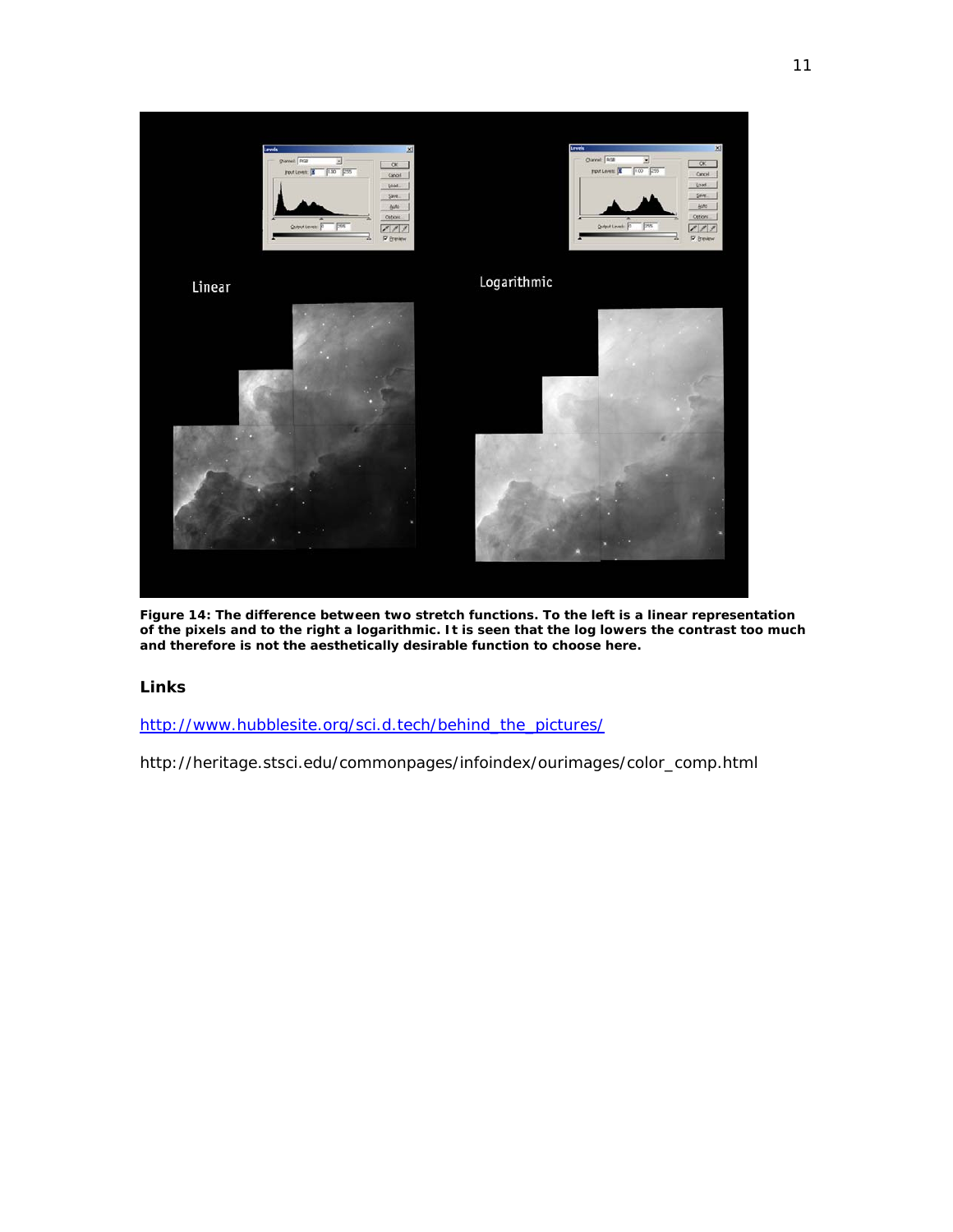Linear

Logarithmic

**Figure 14: The difference between two stretch functions. To the left is a linear representation of the pixels and to the right a logarithmic. It is seen that the log lowers the contrast too much and therefore is not the aesthetically desirable function to choose here.**

## Links

http://www.hubblesite.org/sci.d.tech/behind_the_pictures/

http://heritage.stsci.edu/commonpages/infoindex/ourimages/color_comp.html